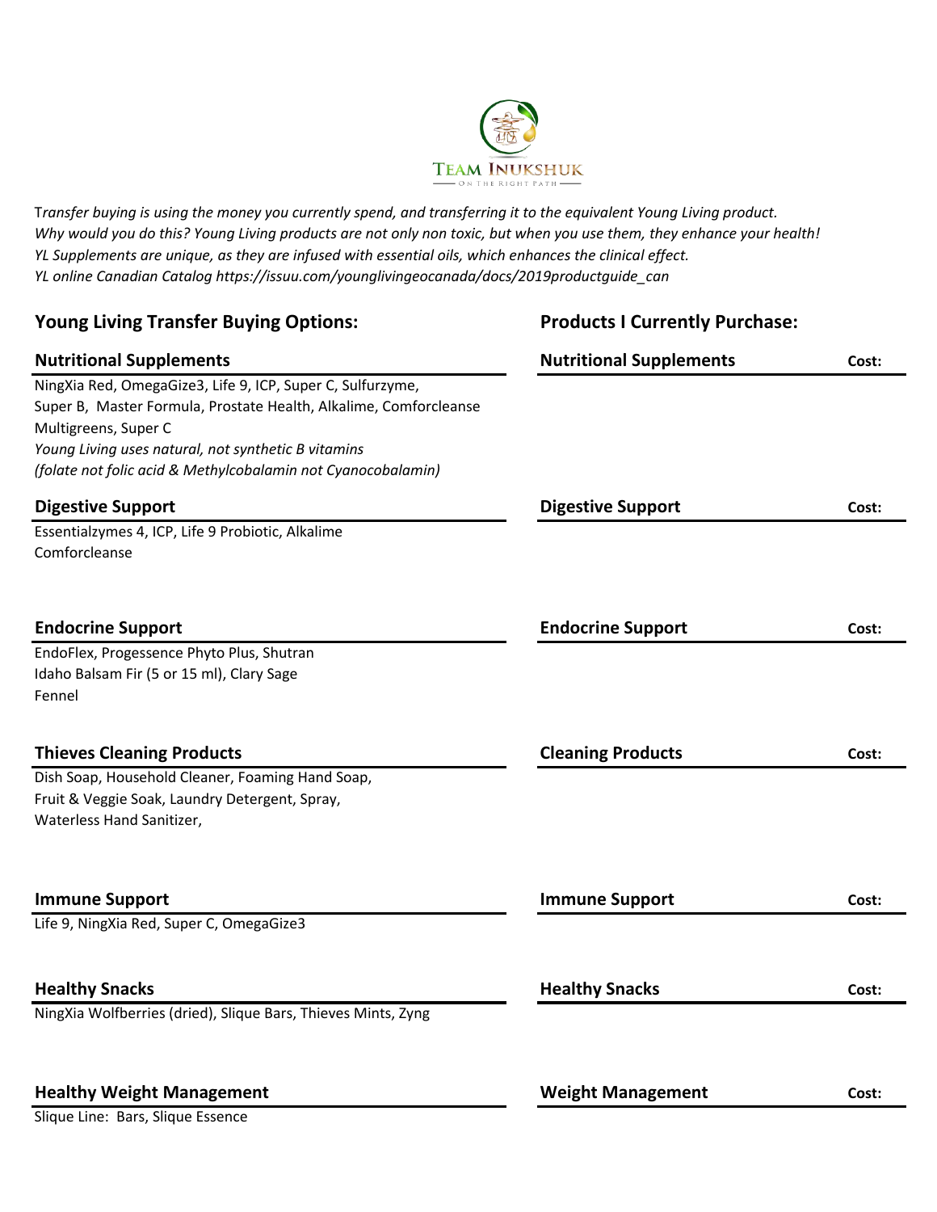TEAM INUKSHUK
ON THE RIGHT PATH

*Transfer buying is using the money you currently spend, and transferring it to the equivalent Young Living product.*
*Why would you do this? Young Living products are not only non toxic, but when you use them, they enhance your health!*
*YL Supplements are unique, as they are infused with essential oils, which enhances the clinical effect.*
*YL online Canadian Catalog https://issuu.com/younglivingeocanada/docs/2019productguide_can*

| Young Living Transfer Buying Options: | Products I Currently Purchase: | |
|---|---|---|
| **Nutritional Supplements** | **Nutritional Supplements** | **Cost:** |
| NingXia Red, OmegaGize3, Life 9, ICP, Super C, Sulfurzyme, Super B, Master Formula, Prostate Health, Alkalime, Comforcleanse Multigreens, Super C *Young Living uses natural, not synthetic B vitamins (folate not folic acid & Methylcobalamin not Cyanocobalamin)* | | |
| **Digestive Support** | **Digestive Support** | **Cost:** |
| Essentialzymes 4, ICP, Life 9 Probiotic, Alkalime Comforcleanse | | |
| **Endocrine Support** | **Endocrine Support** | **Cost:** |
| EndoFlex, Progessence Phyto Plus, Shutran Idaho Balsam Fir (5 or 15 ml), Clary Sage Fennel | | |
| **Thieves Cleaning Products** | **Cleaning Products** | **Cost:** |
| Dish Soap, Household Cleaner, Foaming Hand Soap, Fruit & Veggie Soak, Laundry Detergent, Spray, Waterless Hand Sanitizer, | | |
| **Immune Support** | **Immune Support** | **Cost:** |
| Life 9, NingXia Red, Super C, OmegaGize3 | | |
| **Healthy Snacks** | **Healthy Snacks** | **Cost:** |
| NingXia Wolfberries (dried), Slique Bars, Thieves Mints, Zyng | | |
| **Healthy Weight Management** | **Weight Management** | **Cost:** |
| Slique Line: Bars, Slique Essence | | |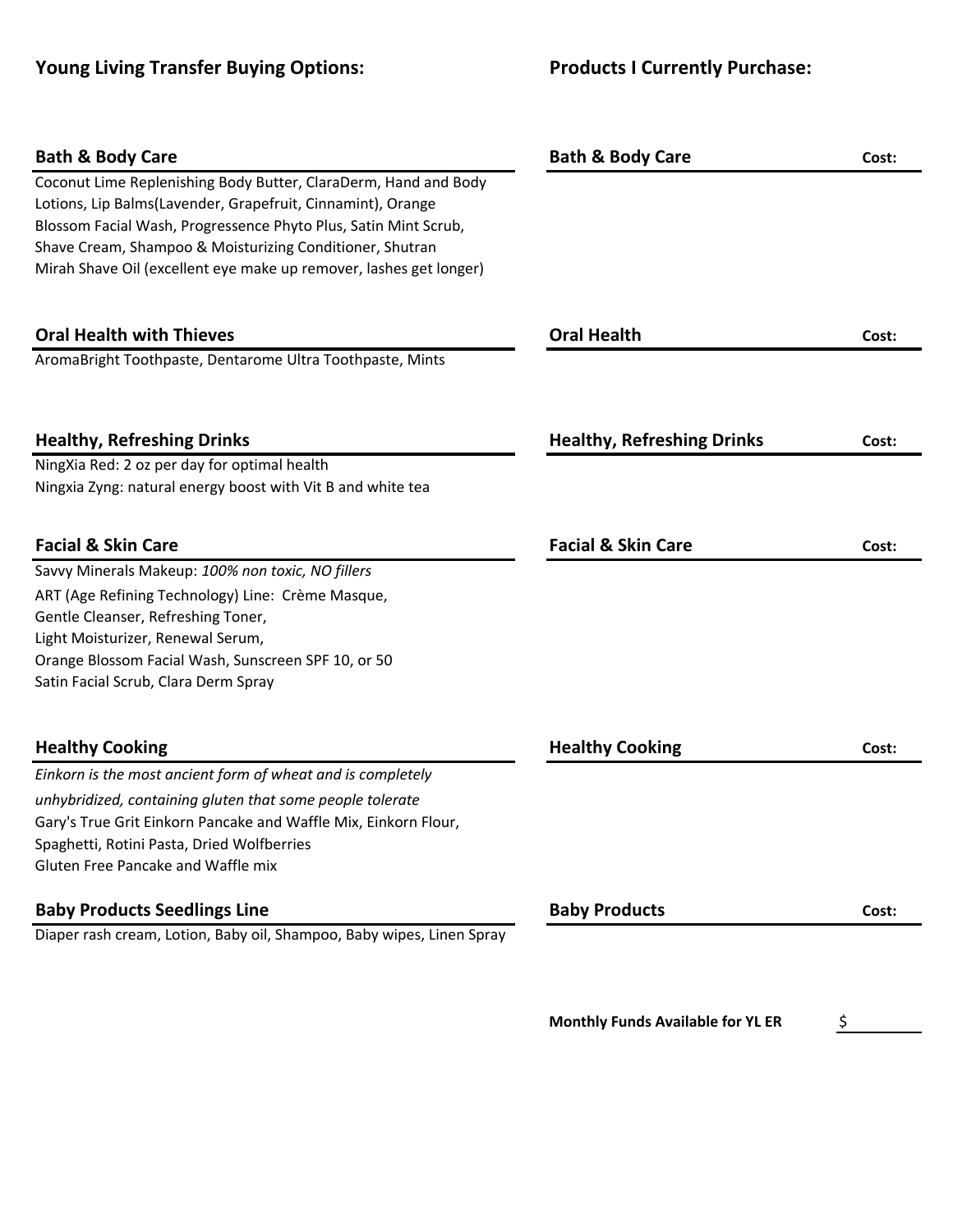**Young Living Transfer Buying Options:**

**Products I Currently Purchase:**

## Bath & Body Care

Coconut Lime Replenishing Body Butter, ClaraDerm, Hand and Body Lotions, Lip Balms(Lavender, Grapefruit, Cinnamint), Orange Blossom Facial Wash, Progressence Phyto Plus, Satin Mint Scrub, Shave Cream, Shampoo & Moisturizing Conditioner, Shutran Mirah Shave Oil (excellent eye make up remover, lashes get longer)

**Bath & Body Care** — **Cost:**

## Oral Health with Thieves

AromaBright Toothpaste, Dentarome Ultra Toothpaste, Mints

**Oral Health** — **Cost:**

## Healthy, Refreshing Drinks

NingXia Red: 2 oz per day for optimal health
Ningxia Zyng: natural energy boost with Vit B and white tea

**Healthy, Refreshing Drinks** — **Cost:**

## Facial & Skin Care

Savvy Minerals Makeup: *100% non toxic, NO fillers*
ART (Age Refining Technology) Line: Crème Masque, Gentle Cleanser, Refreshing Toner, Light Moisturizer, Renewal Serum, Orange Blossom Facial Wash, Sunscreen SPF 10, or 50
Satin Facial Scrub, Clara Derm Spray

**Facial & Skin Care** — **Cost:**

## Healthy Cooking

*Einkorn is the most ancient form of wheat and is completely unhybridized, containing gluten that some people tolerate*
Gary's True Grit Einkorn Pancake and Waffle Mix, Einkorn Flour, Spaghetti, Rotini Pasta, Dried Wolfberries
Gluten Free Pancake and Waffle mix

**Healthy Cooking** — **Cost:**

## Baby Products Seedlings Line

Diaper rash cream, Lotion, Baby oil, Shampoo, Baby wipes, Linen Spray

**Baby Products** — **Cost:**

**Monthly Funds Available for YL ER** $ ________